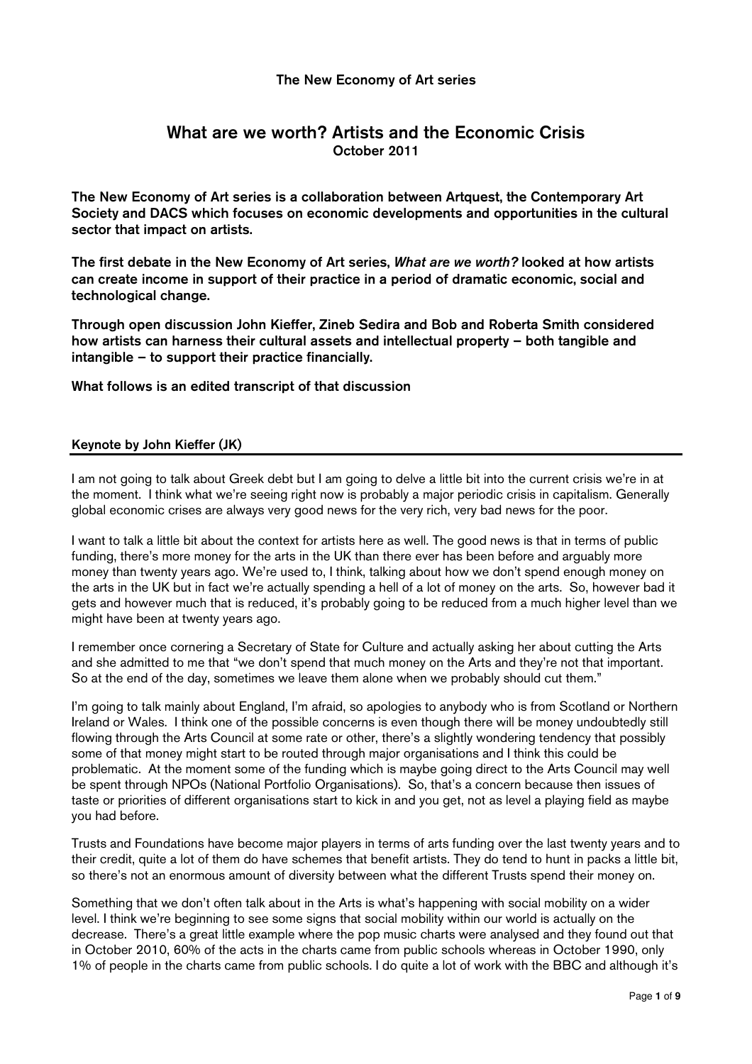The New Economy of Art series

# What are we worth? Artists and the Economic Crisis

October 2011

**The New Economy of Art series is a collaboration between Artquest, the Contemporary Art Society and DACS which focuses on economic developments and opportunities in the cultural sector that impact on artists.**

**The first debate in the New Economy of Art series, *What are we worth?* looked at how artists can create income in support of their practice in a period of dramatic economic, social and technological change.**

**Through open discussion John Kieffer, Zineb Sedira and Bob and Roberta Smith considered how artists can harness their cultural assets and intellectual property – both tangible and intangible – to support their practice financially.**

**What follows is an edited transcript of that discussion**

## Keynote by John Kieffer (JK)

I am not going to talk about Greek debt but I am going to delve a little bit into the current crisis we're in at the moment. I think what we're seeing right now is probably a major periodic crisis in capitalism. Generally global economic crises are always very good news for the very rich, very bad news for the poor.

I want to talk a little bit about the context for artists here as well. The good news is that in terms of public funding, there's more money for the arts in the UK than there ever has been before and arguably more money than twenty years ago. We're used to, I think, talking about how we don't spend enough money on the arts in the UK but in fact we're actually spending a hell of a lot of money on the arts. So, however bad it gets and however much that is reduced, it's probably going to be reduced from a much higher level than we might have been at twenty years ago.

I remember once cornering a Secretary of State for Culture and actually asking her about cutting the Arts and she admitted to me that "we don't spend that much money on the Arts and they're not that important. So at the end of the day, sometimes we leave them alone when we probably should cut them."

I'm going to talk mainly about England, I'm afraid, so apologies to anybody who is from Scotland or Northern Ireland or Wales. I think one of the possible concerns is even though there will be money undoubtedly still flowing through the Arts Council at some rate or other, there's a slightly wondering tendency that possibly some of that money might start to be routed through major organisations and I think this could be problematic. At the moment some of the funding which is maybe going direct to the Arts Council may well be spent through NPOs (National Portfolio Organisations). So, that's a concern because then issues of taste or priorities of different organisations start to kick in and you get, not as level a playing field as maybe you had before.

Trusts and Foundations have become major players in terms of arts funding over the last twenty years and to their credit, quite a lot of them do have schemes that benefit artists. They do tend to hunt in packs a little bit, so there's not an enormous amount of diversity between what the different Trusts spend their money on.

Something that we don't often talk about in the Arts is what's happening with social mobility on a wider level. I think we're beginning to see some signs that social mobility within our world is actually on the decrease. There's a great little example where the pop music charts were analysed and they found out that in October 2010, 60% of the acts in the charts came from public schools whereas in October 1990, only 1% of people in the charts came from public schools. I do quite a lot of work with the BBC and although it's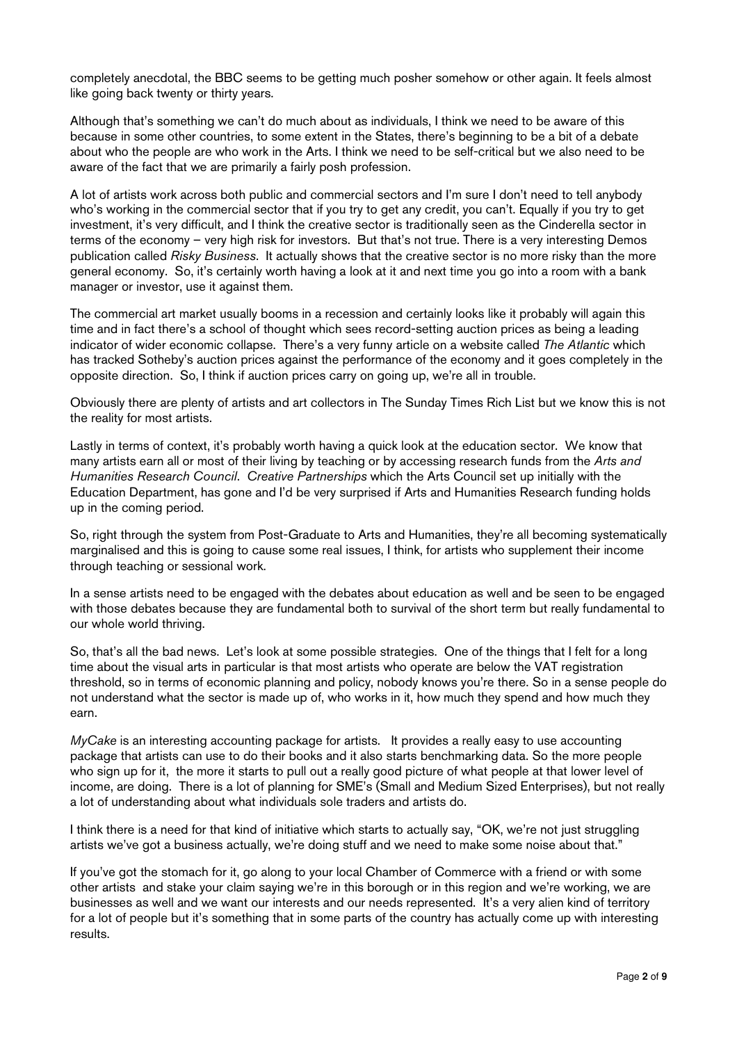completely anecdotal, the BBC seems to be getting much posher somehow or other again. It feels almost like going back twenty or thirty years.

Although that's something we can't do much about as individuals, I think we need to be aware of this because in some other countries, to some extent in the States, there's beginning to be a bit of a debate about who the people are who work in the Arts. I think we need to be self-critical but we also need to be aware of the fact that we are primarily a fairly posh profession.

A lot of artists work across both public and commercial sectors and I'm sure I don't need to tell anybody who's working in the commercial sector that if you try to get any credit, you can't. Equally if you try to get investment, it's very difficult, and I think the creative sector is traditionally seen as the Cinderella sector in terms of the economy – very high risk for investors. But that's not true. There is a very interesting Demos publication called *Risky Business*. It actually shows that the creative sector is no more risky than the more general economy. So, it's certainly worth having a look at it and next time you go into a room with a bank manager or investor, use it against them.

The commercial art market usually booms in a recession and certainly looks like it probably will again this time and in fact there's a school of thought which sees record-setting auction prices as being a leading indicator of wider economic collapse. There's a very funny article on a website called *The Atlantic* which has tracked Sotheby's auction prices against the performance of the economy and it goes completely in the opposite direction. So, I think if auction prices carry on going up, we're all in trouble.

Obviously there are plenty of artists and art collectors in The Sunday Times Rich List but we know this is not the reality for most artists.

Lastly in terms of context, it's probably worth having a quick look at the education sector. We know that many artists earn all or most of their living by teaching or by accessing research funds from the *Arts and Humanities Research Council*. *Creative Partnerships* which the Arts Council set up initially with the Education Department, has gone and I'd be very surprised if Arts and Humanities Research funding holds up in the coming period.

So, right through the system from Post-Graduate to Arts and Humanities, they're all becoming systematically marginalised and this is going to cause some real issues, I think, for artists who supplement their income through teaching or sessional work.

In a sense artists need to be engaged with the debates about education as well and be seen to be engaged with those debates because they are fundamental both to survival of the short term but really fundamental to our whole world thriving.

So, that's all the bad news. Let's look at some possible strategies. One of the things that I felt for a long time about the visual arts in particular is that most artists who operate are below the VAT registration threshold, so in terms of economic planning and policy, nobody knows you're there. So in a sense people do not understand what the sector is made up of, who works in it, how much they spend and how much they earn.

*MyCake* is an interesting accounting package for artists. It provides a really easy to use accounting package that artists can use to do their books and it also starts benchmarking data. So the more people who sign up for it, the more it starts to pull out a really good picture of what people at that lower level of income, are doing. There is a lot of planning for SME's (Small and Medium Sized Enterprises), but not really a lot of understanding about what individuals sole traders and artists do.

I think there is a need for that kind of initiative which starts to actually say, "OK, we're not just struggling artists we've got a business actually, we're doing stuff and we need to make some noise about that."

If you've got the stomach for it, go along to your local Chamber of Commerce with a friend or with some other artists and stake your claim saying we're in this borough or in this region and we're working, we are businesses as well and we want our interests and our needs represented. It's a very alien kind of territory for a lot of people but it's something that in some parts of the country has actually come up with interesting results.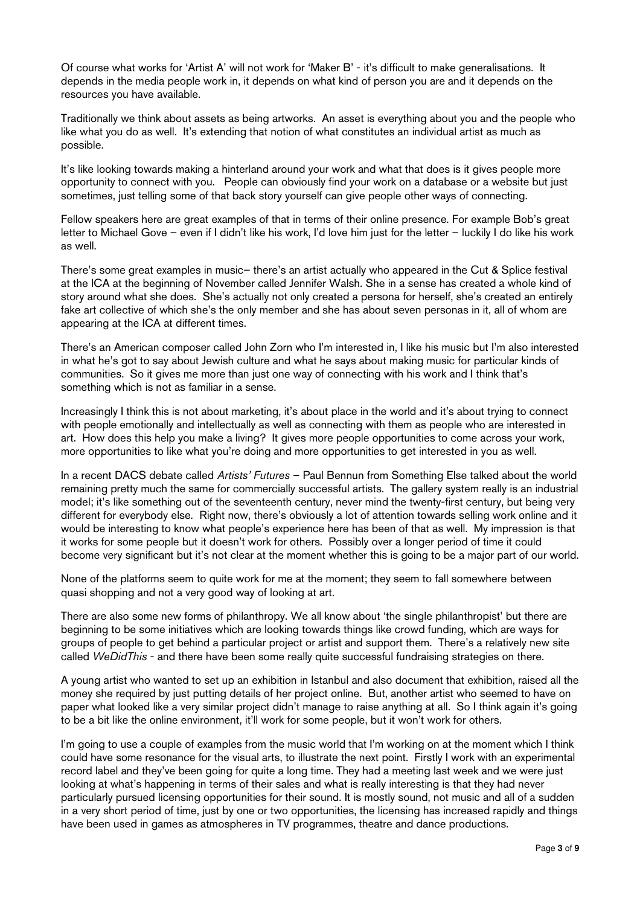Of course what works for 'Artist A' will not work for 'Maker B' - it's difficult to make generalisations. It depends in the media people work in, it depends on what kind of person you are and it depends on the resources you have available.

Traditionally we think about assets as being artworks. An asset is everything about you and the people who like what you do as well. It's extending that notion of what constitutes an individual artist as much as possible.

It's like looking towards making a hinterland around your work and what that does is it gives people more opportunity to connect with you. People can obviously find your work on a database or a website but just sometimes, just telling some of that back story yourself can give people other ways of connecting.

Fellow speakers here are great examples of that in terms of their online presence. For example Bob's great letter to Michael Gove – even if I didn't like his work, I'd love him just for the letter – luckily I do like his work as well.

There's some great examples in music– there's an artist actually who appeared in the Cut & Splice festival at the ICA at the beginning of November called Jennifer Walsh. She in a sense has created a whole kind of story around what she does. She's actually not only created a persona for herself, she's created an entirely fake art collective of which she's the only member and she has about seven personas in it, all of whom are appearing at the ICA at different times.

There's an American composer called John Zorn who I'm interested in, I like his music but I'm also interested in what he's got to say about Jewish culture and what he says about making music for particular kinds of communities. So it gives me more than just one way of connecting with his work and I think that's something which is not as familiar in a sense.

Increasingly I think this is not about marketing, it's about place in the world and it's about trying to connect with people emotionally and intellectually as well as connecting with them as people who are interested in art. How does this help you make a living? It gives more people opportunities to come across your work, more opportunities to like what you're doing and more opportunities to get interested in you as well.

In a recent DACS debate called *Artists' Futures* – Paul Bennun from Something Else talked about the world remaining pretty much the same for commercially successful artists. The gallery system really is an industrial model; it's like something out of the seventeenth century, never mind the twenty-first century, but being very different for everybody else. Right now, there's obviously a lot of attention towards selling work online and it would be interesting to know what people's experience here has been of that as well. My impression is that it works for some people but it doesn't work for others. Possibly over a longer period of time it could become very significant but it's not clear at the moment whether this is going to be a major part of our world.

None of the platforms seem to quite work for me at the moment; they seem to fall somewhere between quasi shopping and not a very good way of looking at art.

There are also some new forms of philanthropy. We all know about 'the single philanthropist' but there are beginning to be some initiatives which are looking towards things like crowd funding, which are ways for groups of people to get behind a particular project or artist and support them. There's a relatively new site called *WeDidThis* - and there have been some really quite successful fundraising strategies on there.

A young artist who wanted to set up an exhibition in Istanbul and also document that exhibition, raised all the money she required by just putting details of her project online. But, another artist who seemed to have on paper what looked like a very similar project didn't manage to raise anything at all. So I think again it's going to be a bit like the online environment, it'll work for some people, but it won't work for others.

I'm going to use a couple of examples from the music world that I'm working on at the moment which I think could have some resonance for the visual arts, to illustrate the next point. Firstly I work with an experimental record label and they've been going for quite a long time. They had a meeting last week and we were just looking at what's happening in terms of their sales and what is really interesting is that they had never particularly pursued licensing opportunities for their sound. It is mostly sound, not music and all of a sudden in a very short period of time, just by one or two opportunities, the licensing has increased rapidly and things have been used in games as atmospheres in TV programmes, theatre and dance productions.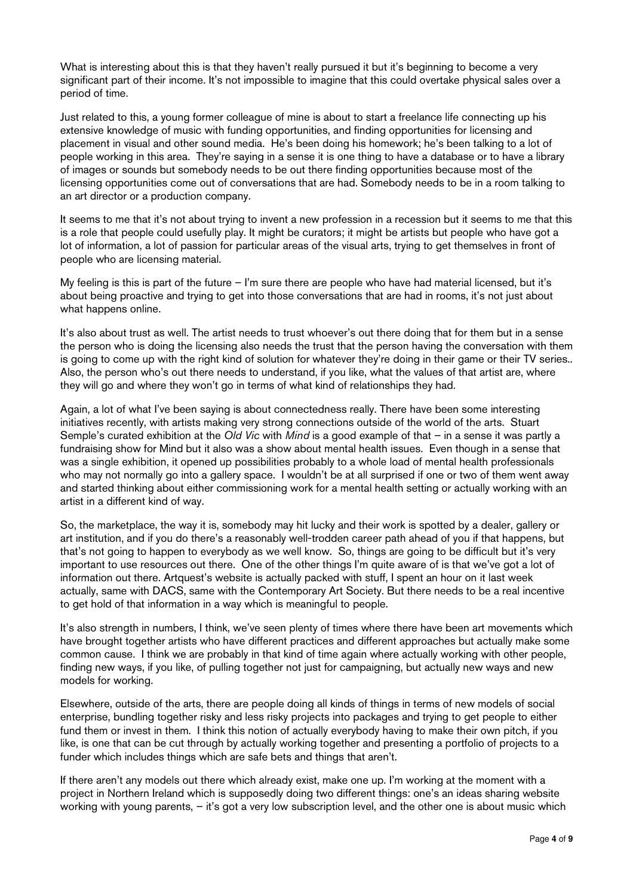What is interesting about this is that they haven't really pursued it but it's beginning to become a very significant part of their income. It's not impossible to imagine that this could overtake physical sales over a period of time.

Just related to this, a young former colleague of mine is about to start a freelance life connecting up his extensive knowledge of music with funding opportunities, and finding opportunities for licensing and placement in visual and other sound media. He's been doing his homework; he's been talking to a lot of people working in this area. They're saying in a sense it is one thing to have a database or to have a library of images or sounds but somebody needs to be out there finding opportunities because most of the licensing opportunities come out of conversations that are had. Somebody needs to be in a room talking to an art director or a production company.

It seems to me that it's not about trying to invent a new profession in a recession but it seems to me that this is a role that people could usefully play. It might be curators; it might be artists but people who have got a lot of information, a lot of passion for particular areas of the visual arts, trying to get themselves in front of people who are licensing material.

My feeling is this is part of the future – I'm sure there are people who have had material licensed, but it's about being proactive and trying to get into those conversations that are had in rooms, it's not just about what happens online.

It's also about trust as well. The artist needs to trust whoever's out there doing that for them but in a sense the person who is doing the licensing also needs the trust that the person having the conversation with them is going to come up with the right kind of solution for whatever they're doing in their game or their TV series.. Also, the person who's out there needs to understand, if you like, what the values of that artist are, where they will go and where they won't go in terms of what kind of relationships they had.

Again, a lot of what I've been saying is about connectedness really. There have been some interesting initiatives recently, with artists making very strong connections outside of the world of the arts. Stuart Semple's curated exhibition at the *Old Vic* with *Mind* is a good example of that – in a sense it was partly a fundraising show for Mind but it also was a show about mental health issues. Even though in a sense that was a single exhibition, it opened up possibilities probably to a whole load of mental health professionals who may not normally go into a gallery space. I wouldn't be at all surprised if one or two of them went away and started thinking about either commissioning work for a mental health setting or actually working with an artist in a different kind of way.

So, the marketplace, the way it is, somebody may hit lucky and their work is spotted by a dealer, gallery or art institution, and if you do there's a reasonably well-trodden career path ahead of you if that happens, but that's not going to happen to everybody as we well know. So, things are going to be difficult but it's very important to use resources out there. One of the other things I'm quite aware of is that we've got a lot of information out there. Artquest's website is actually packed with stuff, I spent an hour on it last week actually, same with DACS, same with the Contemporary Art Society. But there needs to be a real incentive to get hold of that information in a way which is meaningful to people.

It's also strength in numbers, I think, we've seen plenty of times where there have been art movements which have brought together artists who have different practices and different approaches but actually make some common cause. I think we are probably in that kind of time again where actually working with other people, finding new ways, if you like, of pulling together not just for campaigning, but actually new ways and new models for working.

Elsewhere, outside of the arts, there are people doing all kinds of things in terms of new models of social enterprise, bundling together risky and less risky projects into packages and trying to get people to either fund them or invest in them. I think this notion of actually everybody having to make their own pitch, if you like, is one that can be cut through by actually working together and presenting a portfolio of projects to a funder which includes things which are safe bets and things that aren't.

If there aren't any models out there which already exist, make one up. I'm working at the moment with a project in Northern Ireland which is supposedly doing two different things: one's an ideas sharing website working with young parents, – it's got a very low subscription level, and the other one is about music which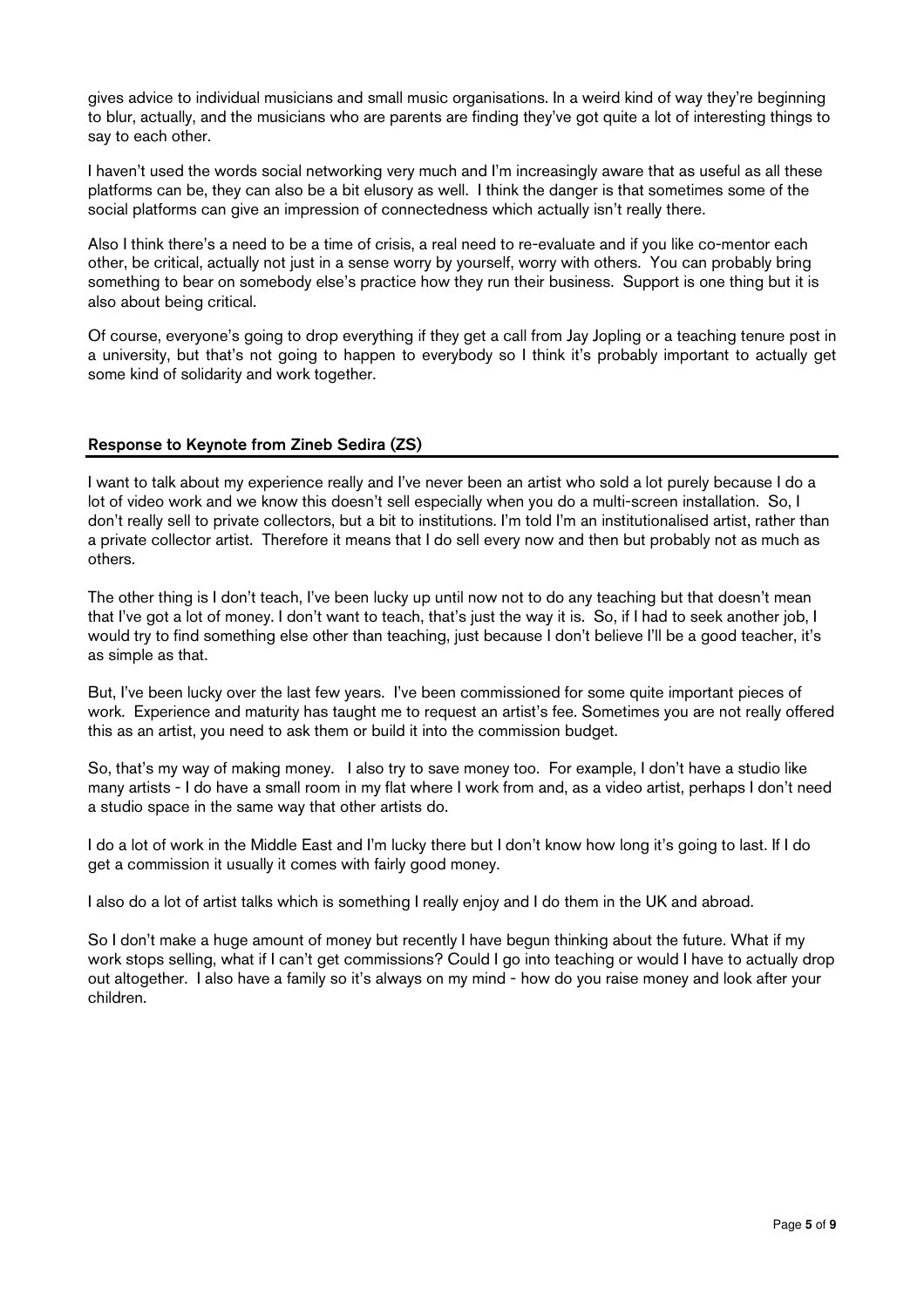gives advice to individual musicians and small music organisations. In a weird kind of way they're beginning to blur, actually, and the musicians who are parents are finding they've got quite a lot of interesting things to say to each other.

I haven't used the words social networking very much and I'm increasingly aware that as useful as all these platforms can be, they can also be a bit elusory as well. I think the danger is that sometimes some of the social platforms can give an impression of connectedness which actually isn't really there.

Also I think there's a need to be a time of crisis, a real need to re-evaluate and if you like co-mentor each other, be critical, actually not just in a sense worry by yourself, worry with others. You can probably bring something to bear on somebody else's practice how they run their business. Support is one thing but it is also about being critical.

Of course, everyone's going to drop everything if they get a call from Jay Jopling or a teaching tenure post in a university, but that's not going to happen to everybody so I think it's probably important to actually get some kind of solidarity and work together.

## Response to Keynote from Zineb Sedira (ZS)

I want to talk about my experience really and I've never been an artist who sold a lot purely because I do a lot of video work and we know this doesn't sell especially when you do a multi-screen installation. So, I don't really sell to private collectors, but a bit to institutions. I'm told I'm an institutionalised artist, rather than a private collector artist. Therefore it means that I do sell every now and then but probably not as much as others.

The other thing is I don't teach, I've been lucky up until now not to do any teaching but that doesn't mean that I've got a lot of money. I don't want to teach, that's just the way it is. So, if I had to seek another job, I would try to find something else other than teaching, just because I don't believe I'll be a good teacher, it's as simple as that.

But, I've been lucky over the last few years. I've been commissioned for some quite important pieces of work. Experience and maturity has taught me to request an artist's fee. Sometimes you are not really offered this as an artist, you need to ask them or build it into the commission budget.

So, that's my way of making money. I also try to save money too. For example, I don't have a studio like many artists - I do have a small room in my flat where I work from and, as a video artist, perhaps I don't need a studio space in the same way that other artists do.

I do a lot of work in the Middle East and I'm lucky there but I don't know how long it's going to last. If I do get a commission it usually it comes with fairly good money.

I also do a lot of artist talks which is something I really enjoy and I do them in the UK and abroad.

So I don't make a huge amount of money but recently I have begun thinking about the future. What if my work stops selling, what if I can't get commissions? Could I go into teaching or would I have to actually drop out altogether. I also have a family so it's always on my mind - how do you raise money and look after your children.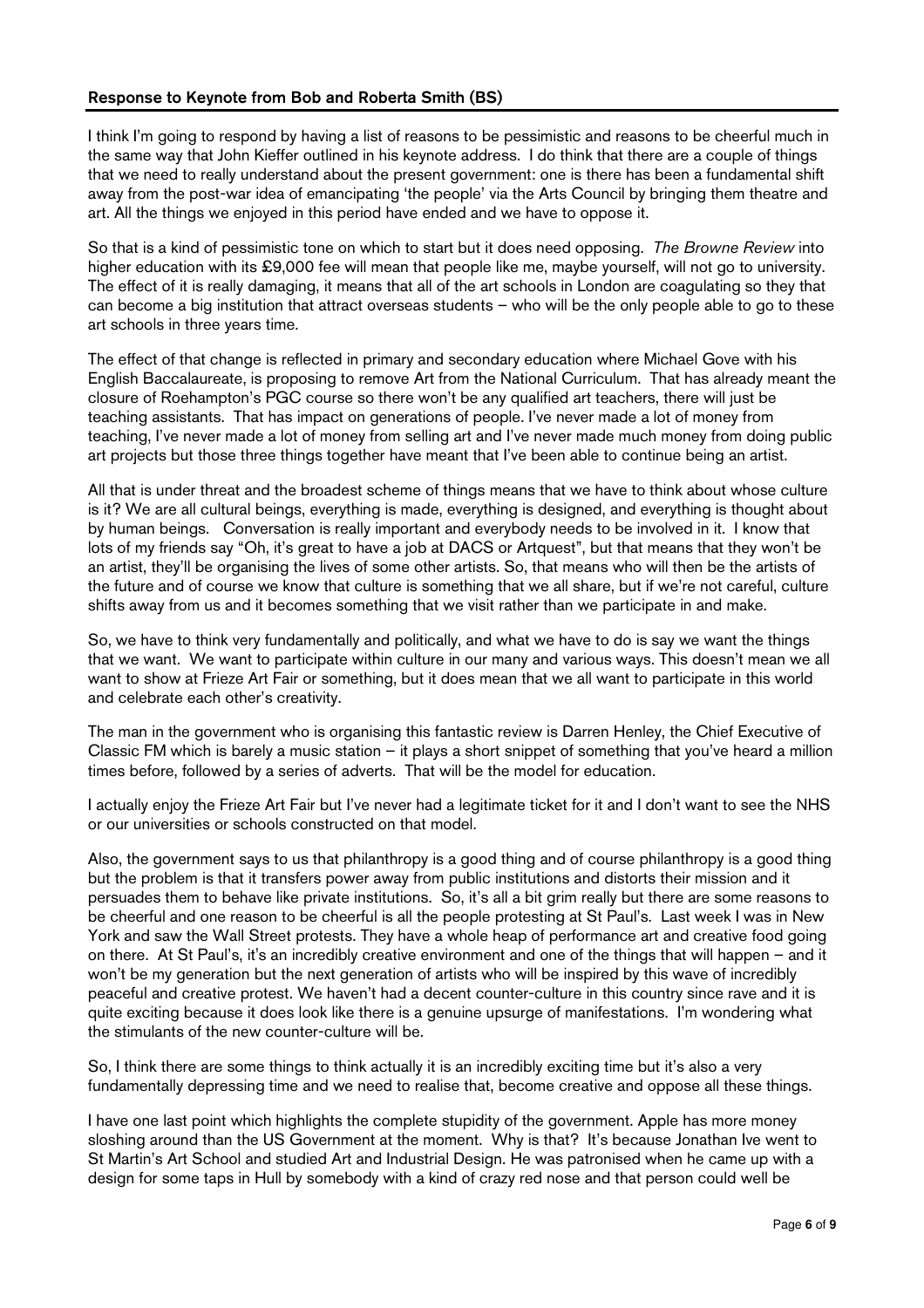### Response to Keynote from Bob and Roberta Smith (BS)

I think I'm going to respond by having a list of reasons to be pessimistic and reasons to be cheerful much in the same way that John Kieffer outlined in his keynote address. I do think that there are a couple of things that we need to really understand about the present government: one is there has been a fundamental shift away from the post-war idea of emancipating 'the people' via the Arts Council by bringing them theatre and art. All the things we enjoyed in this period have ended and we have to oppose it.

So that is a kind of pessimistic tone on which to start but it does need opposing. *The Browne Review* into higher education with its £9,000 fee will mean that people like me, maybe yourself, will not go to university. The effect of it is really damaging, it means that all of the art schools in London are coagulating so they that can become a big institution that attract overseas students – who will be the only people able to go to these art schools in three years time.

The effect of that change is reflected in primary and secondary education where Michael Gove with his English Baccalaureate, is proposing to remove Art from the National Curriculum. That has already meant the closure of Roehampton's PGC course so there won't be any qualified art teachers, there will just be teaching assistants. That has impact on generations of people. I've never made a lot of money from teaching, I've never made a lot of money from selling art and I've never made much money from doing public art projects but those three things together have meant that I've been able to continue being an artist.

All that is under threat and the broadest scheme of things means that we have to think about whose culture is it? We are all cultural beings, everything is made, everything is designed, and everything is thought about by human beings. Conversation is really important and everybody needs to be involved in it. I know that lots of my friends say "Oh, it's great to have a job at DACS or Artquest", but that means that they won't be an artist, they'll be organising the lives of some other artists. So, that means who will then be the artists of the future and of course we know that culture is something that we all share, but if we're not careful, culture shifts away from us and it becomes something that we visit rather than we participate in and make.

So, we have to think very fundamentally and politically, and what we have to do is say we want the things that we want. We want to participate within culture in our many and various ways. This doesn't mean we all want to show at Frieze Art Fair or something, but it does mean that we all want to participate in this world and celebrate each other's creativity.

The man in the government who is organising this fantastic review is Darren Henley, the Chief Executive of Classic FM which is barely a music station – it plays a short snippet of something that you've heard a million times before, followed by a series of adverts. That will be the model for education.

I actually enjoy the Frieze Art Fair but I've never had a legitimate ticket for it and I don't want to see the NHS or our universities or schools constructed on that model.

Also, the government says to us that philanthropy is a good thing and of course philanthropy is a good thing but the problem is that it transfers power away from public institutions and distorts their mission and it persuades them to behave like private institutions. So, it's all a bit grim really but there are some reasons to be cheerful and one reason to be cheerful is all the people protesting at St Paul's. Last week I was in New York and saw the Wall Street protests. They have a whole heap of performance art and creative food going on there. At St Paul's, it's an incredibly creative environment and one of the things that will happen – and it won't be my generation but the next generation of artists who will be inspired by this wave of incredibly peaceful and creative protest. We haven't had a decent counter-culture in this country since rave and it is quite exciting because it does look like there is a genuine upsurge of manifestations. I'm wondering what the stimulants of the new counter-culture will be.

So, I think there are some things to think actually it is an incredibly exciting time but it's also a very fundamentally depressing time and we need to realise that, become creative and oppose all these things.

I have one last point which highlights the complete stupidity of the government. Apple has more money sloshing around than the US Government at the moment. Why is that? It's because Jonathan Ive went to St Martin's Art School and studied Art and Industrial Design. He was patronised when he came up with a design for some taps in Hull by somebody with a kind of crazy red nose and that person could well be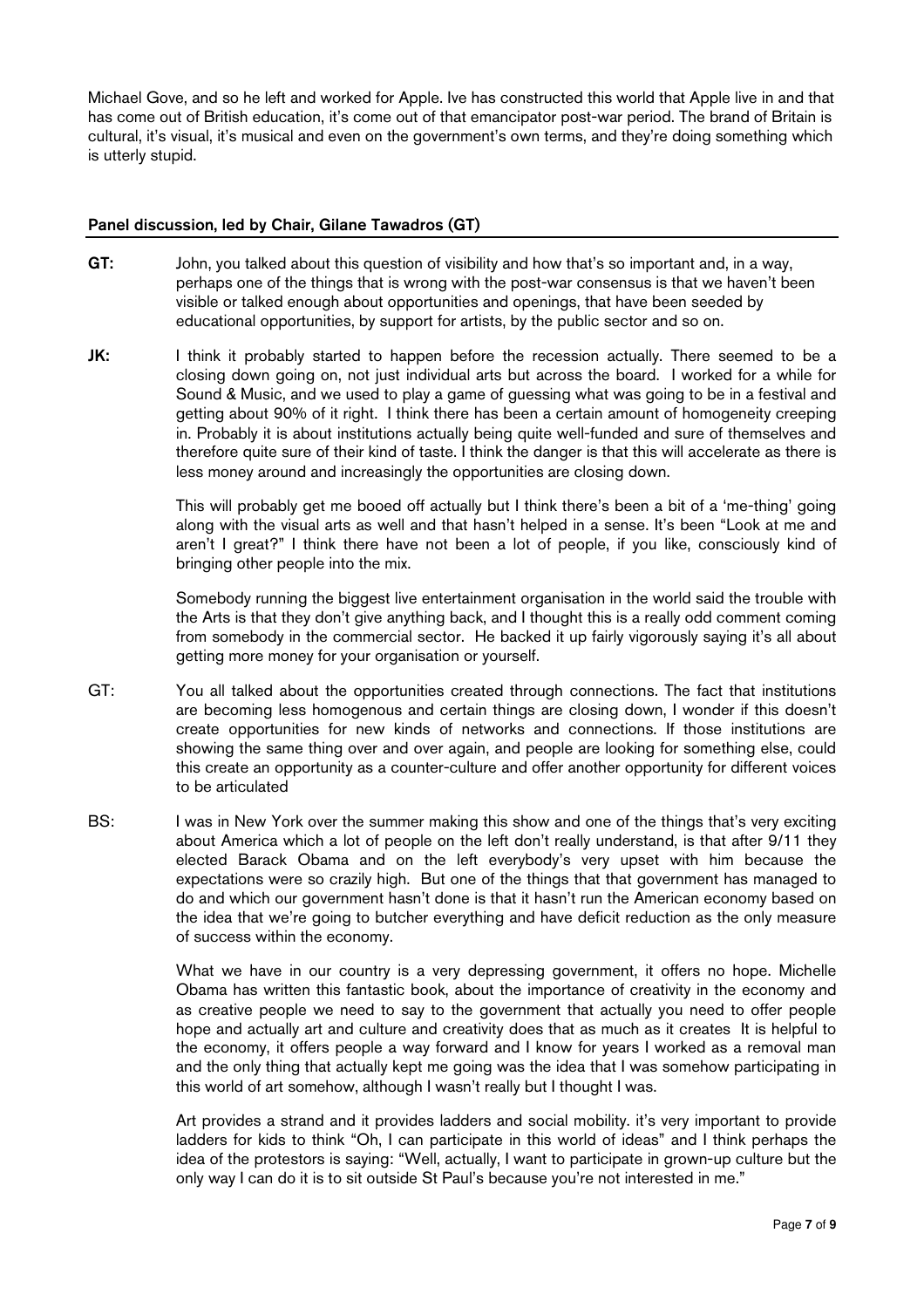Michael Gove, and so he left and worked for Apple. Ive has constructed this world that Apple live in and that has come out of British education, it's come out of that emancipator post-war period. The brand of Britain is cultural, it's visual, it's musical and even on the government's own terms, and they're doing something which is utterly stupid.

## Panel discussion, led by Chair, Gilane Tawadros (GT)

**GT:** John, you talked about this question of visibility and how that's so important and, in a way, perhaps one of the things that is wrong with the post-war consensus is that we haven't been visible or talked enough about opportunities and openings, that have been seeded by educational opportunities, by support for artists, by the public sector and so on.

**JK:** I think it probably started to happen before the recession actually. There seemed to be a closing down going on, not just individual arts but across the board. I worked for a while for Sound & Music, and we used to play a game of guessing what was going to be in a festival and getting about 90% of it right. I think there has been a certain amount of homogeneity creeping in. Probably it is about institutions actually being quite well-funded and sure of themselves and therefore quite sure of their kind of taste. I think the danger is that this will accelerate as there is less money around and increasingly the opportunities are closing down.

This will probably get me booed off actually but I think there's been a bit of a 'me-thing' going along with the visual arts as well and that hasn't helped in a sense. It's been "Look at me and aren't I great?" I think there have not been a lot of people, if you like, consciously kind of bringing other people into the mix.

Somebody running the biggest live entertainment organisation in the world said the trouble with the Arts is that they don't give anything back, and I thought this is a really odd comment coming from somebody in the commercial sector. He backed it up fairly vigorously saying it's all about getting more money for your organisation or yourself.

GT: You all talked about the opportunities created through connections. The fact that institutions are becoming less homogenous and certain things are closing down, I wonder if this doesn't create opportunities for new kinds of networks and connections. If those institutions are showing the same thing over and over again, and people are looking for something else, could this create an opportunity as a counter-culture and offer another opportunity for different voices to be articulated

BS: I was in New York over the summer making this show and one of the things that's very exciting about America which a lot of people on the left don't really understand, is that after 9/11 they elected Barack Obama and on the left everybody's very upset with him because the expectations were so crazily high. But one of the things that that government has managed to do and which our government hasn't done is that it hasn't run the American economy based on the idea that we're going to butcher everything and have deficit reduction as the only measure of success within the economy.

What we have in our country is a very depressing government, it offers no hope. Michelle Obama has written this fantastic book, about the importance of creativity in the economy and as creative people we need to say to the government that actually you need to offer people hope and actually art and culture and creativity does that as much as it creates It is helpful to the economy, it offers people a way forward and I know for years I worked as a removal man and the only thing that actually kept me going was the idea that I was somehow participating in this world of art somehow, although I wasn't really but I thought I was.

Art provides a strand and it provides ladders and social mobility. it's very important to provide ladders for kids to think "Oh, I can participate in this world of ideas" and I think perhaps the idea of the protestors is saying: "Well, actually, I want to participate in grown-up culture but the only way I can do it is to sit outside St Paul's because you're not interested in me."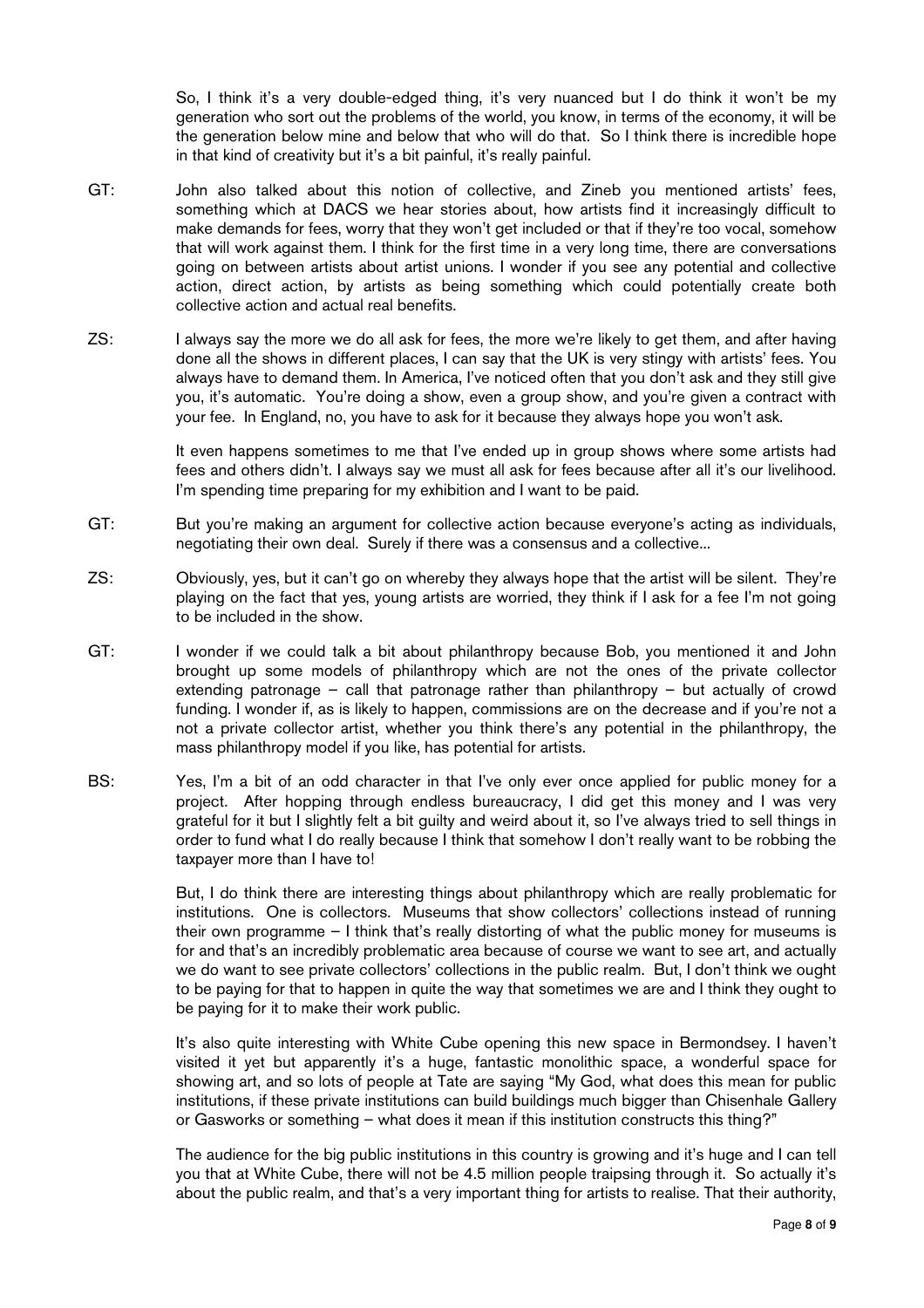So, I think it's a very double-edged thing, it's very nuanced but I do think it won't be my generation who sort out the problems of the world, you know, in terms of the economy, it will be the generation below mine and below that who will do that. So I think there is incredible hope in that kind of creativity but it's a bit painful, it's really painful.

GT: John also talked about this notion of collective, and Zineb you mentioned artists' fees, something which at DACS we hear stories about, how artists find it increasingly difficult to make demands for fees, worry that they won't get included or that if they're too vocal, somehow that will work against them. I think for the first time in a very long time, there are conversations going on between artists about artist unions. I wonder if you see any potential and collective action, direct action, by artists as being something which could potentially create both collective action and actual real benefits.

ZS: I always say the more we do all ask for fees, the more we're likely to get them, and after having done all the shows in different places, I can say that the UK is very stingy with artists' fees. You always have to demand them. In America, I've noticed often that you don't ask and they still give you, it's automatic. You're doing a show, even a group show, and you're given a contract with your fee. In England, no, you have to ask for it because they always hope you won't ask.

It even happens sometimes to me that I've ended up in group shows where some artists had fees and others didn't. I always say we must all ask for fees because after all it's our livelihood. I'm spending time preparing for my exhibition and I want to be paid.

GT: But you're making an argument for collective action because everyone's acting as individuals, negotiating their own deal. Surely if there was a consensus and a collective...

ZS: Obviously, yes, but it can't go on whereby they always hope that the artist will be silent. They're playing on the fact that yes, young artists are worried, they think if I ask for a fee I'm not going to be included in the show.

GT: I wonder if we could talk a bit about philanthropy because Bob, you mentioned it and John brought up some models of philanthropy which are not the ones of the private collector extending patronage – call that patronage rather than philanthropy – but actually of crowd funding. I wonder if, as is likely to happen, commissions are on the decrease and if you're not a not a private collector artist, whether you think there's any potential in the philanthropy, the mass philanthropy model if you like, has potential for artists.

BS: Yes, I'm a bit of an odd character in that I've only ever once applied for public money for a project. After hopping through endless bureaucracy, I did get this money and I was very grateful for it but I slightly felt a bit guilty and weird about it, so I've always tried to sell things in order to fund what I do really because I think that somehow I don't really want to be robbing the taxpayer more than I have to!

But, I do think there are interesting things about philanthropy which are really problematic for institutions. One is collectors. Museums that show collectors' collections instead of running their own programme – I think that's really distorting of what the public money for museums is for and that's an incredibly problematic area because of course we want to see art, and actually we do want to see private collectors' collections in the public realm. But, I don't think we ought to be paying for that to happen in quite the way that sometimes we are and I think they ought to be paying for it to make their work public.

It's also quite interesting with White Cube opening this new space in Bermondsey. I haven't visited it yet but apparently it's a huge, fantastic monolithic space, a wonderful space for showing art, and so lots of people at Tate are saying "My God, what does this mean for public institutions, if these private institutions can build buildings much bigger than Chisenhale Gallery or Gasworks or something – what does it mean if this institution constructs this thing?"

The audience for the big public institutions in this country is growing and it's huge and I can tell you that at White Cube, there will not be 4.5 million people traipsing through it. So actually it's about the public realm, and that's a very important thing for artists to realise. That their authority,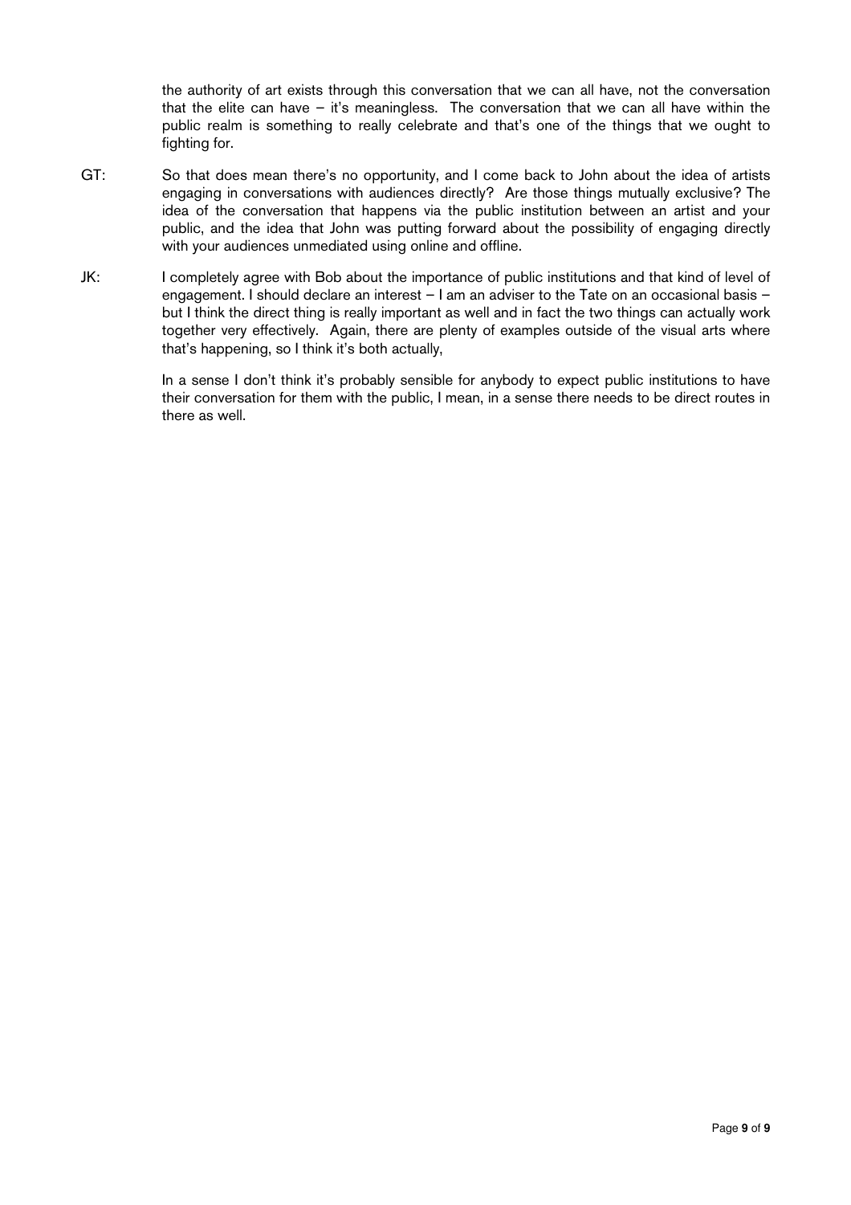the authority of art exists through this conversation that we can all have, not the conversation that the elite can have – it's meaningless. The conversation that we can all have within the public realm is something to really celebrate and that's one of the things that we ought to fighting for.

GT: So that does mean there's no opportunity, and I come back to John about the idea of artists engaging in conversations with audiences directly? Are those things mutually exclusive? The idea of the conversation that happens via the public institution between an artist and your public, and the idea that John was putting forward about the possibility of engaging directly with your audiences unmediated using online and offline.

JK: I completely agree with Bob about the importance of public institutions and that kind of level of engagement. I should declare an interest – I am an adviser to the Tate on an occasional basis – but I think the direct thing is really important as well and in fact the two things can actually work together very effectively. Again, there are plenty of examples outside of the visual arts where that's happening, so I think it's both actually,

In a sense I don't think it's probably sensible for anybody to expect public institutions to have their conversation for them with the public, I mean, in a sense there needs to be direct routes in there as well.